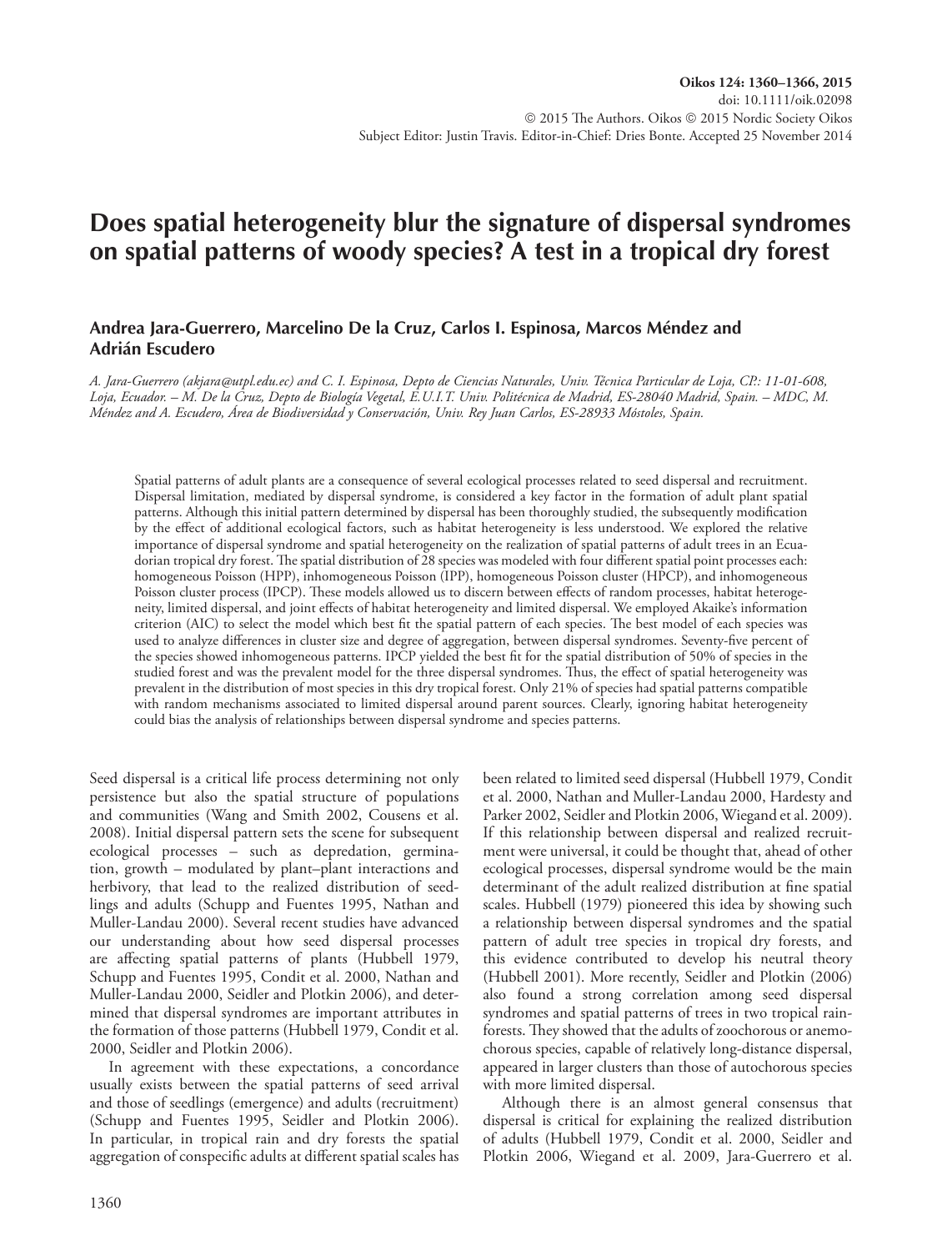doi: 10.1111/oik.02098
© 2015 The Authors. Oikos © 2015 Nordic Society Oikos
Subject Editor: Justin Travis. Editor-in-Chief: Dries Bonte. Accepted 25 November 2014

# Does spatial heterogeneity blur the signature of dispersal syndromes on spatial patterns of woody species? A test in a tropical dry forest

**Andrea Jara-Guerrero, Marcelino De la Cruz, Carlos I. Espinosa, Marcos Méndez and Adrián Escudero**

*A. Jara-Guerrero (akjara@utpl.edu.ec) and C. I. Espinosa, Depto de Ciencias Naturales, Univ. Técnica Particular de Loja, C.P.: 11-01-608, Loja, Ecuador. – M. De la Cruz, Depto de Biología Vegetal, E.U.I.T. Univ. Politécnica de Madrid, ES-28040 Madrid, Spain. – MDC, M. Méndez and A. Escudero, Área de Biodiversidad y Conservación, Univ. Rey Juan Carlos, ES-28933 Móstoles, Spain.*

Spatial patterns of adult plants are a consequence of several ecological processes related to seed dispersal and recruitment. Dispersal limitation, mediated by dispersal syndrome, is considered a key factor in the formation of adult plant spatial patterns. Although this initial pattern determined by dispersal has been thoroughly studied, the subsequently modification by the effect of additional ecological factors, such as habitat heterogeneity is less understood. We explored the relative importance of dispersal syndrome and spatial heterogeneity on the realization of spatial patterns of adult trees in an Ecuadorian tropical dry forest. The spatial distribution of 28 species was modeled with four different spatial point processes each: homogeneous Poisson (HPP), inhomogeneous Poisson (IPP), homogeneous Poisson cluster (HPCP), and inhomogeneous Poisson cluster process (IPCP). These models allowed us to discern between effects of random processes, habitat heterogeneity, limited dispersal, and joint effects of habitat heterogeneity and limited dispersal. We employed Akaike's information criterion (AIC) to select the model which best fit the spatial pattern of each species. The best model of each species was used to analyze differences in cluster size and degree of aggregation, between dispersal syndromes. Seventy-five percent of the species showed inhomogeneous patterns. IPCP yielded the best fit for the spatial distribution of 50% of species in the studied forest and was the prevalent model for the three dispersal syndromes. Thus, the effect of spatial heterogeneity was prevalent in the distribution of most species in this dry tropical forest. Only 21% of species had spatial patterns compatible with random mechanisms around to limited dispersal around parent sources. Clearly, ignoring habitat heterogeneity could bias the analysis of relationships between dispersal syndrome and species patterns.

Seed dispersal is a critical life process determining not only persistence but also the spatial structure of populations and communities (Wang and Smith 2002, Cousens et al. 2008). Initial dispersal pattern sets the scene for subsequent ecological processes – such as depredation, germination, growth – modulated by plant–plant interactions and herbivory, that lead to the realized distribution of seedlings and adults (Schupp and Fuentes 1995, Nathan and Muller-Landau 2000). Several recent studies have advanced our understanding about how seed dispersal processes are affecting spatial patterns of plants (Hubbell 1979, Schupp and Fuentes 1995, Condit et al. 2000, Nathan and Muller-Landau 2000, Seidler and Plotkin 2006), and determined that dispersal syndromes are important attributes in the formation of those patterns (Hubbell 1979, Condit et al. 2000, Seidler and Plotkin 2006).

In agreement with these expectations, a concordance usually exists between the spatial patterns of seed arrival and those of seedlings (emergence) and adults (recruitment) (Schupp and Fuentes 1995, Seidler and Plotkin 2006). In particular, in tropical rain and dry forests the spatial aggregation of conspecific adults at different spatial scales has been related to limited seed dispersal (Hubbell 1979, Condit et al. 2000, Nathan and Muller-Landau 2000, Hardesty and Parker 2002, Seidler and Plotkin 2006, Wiegand et al. 2009). If this relationship between dispersal and realized recruitment were universal, it could be thought that, ahead of other ecological processes, dispersal syndrome would be the main determinant of the adult realized distribution at fine spatial scales. Hubbell (1979) pioneered this idea by showing such a relationship between dispersal syndromes and the spatial pattern of adult tree species in tropical dry forests, and this evidence contributed to develop his neutral theory (Hubbell 2001). More recently, Seidler and Plotkin (2006) also found a strong correlation among seed dispersal syndromes and spatial patterns of trees in two tropical rainforests. They showed that the adults of zoochorous or anemochorous species, capable of relatively long-distance dispersal, appeared in larger clusters than those of autochorous species with more limited dispersal.

Although there is an almost general consensus that dispersal is critical for explaining the realized distribution of adults (Hubbell 1979, Condit et al. 2000, Seidler and Plotkin 2006, Wiegand et al. 2009, Jara-Guerrero et al.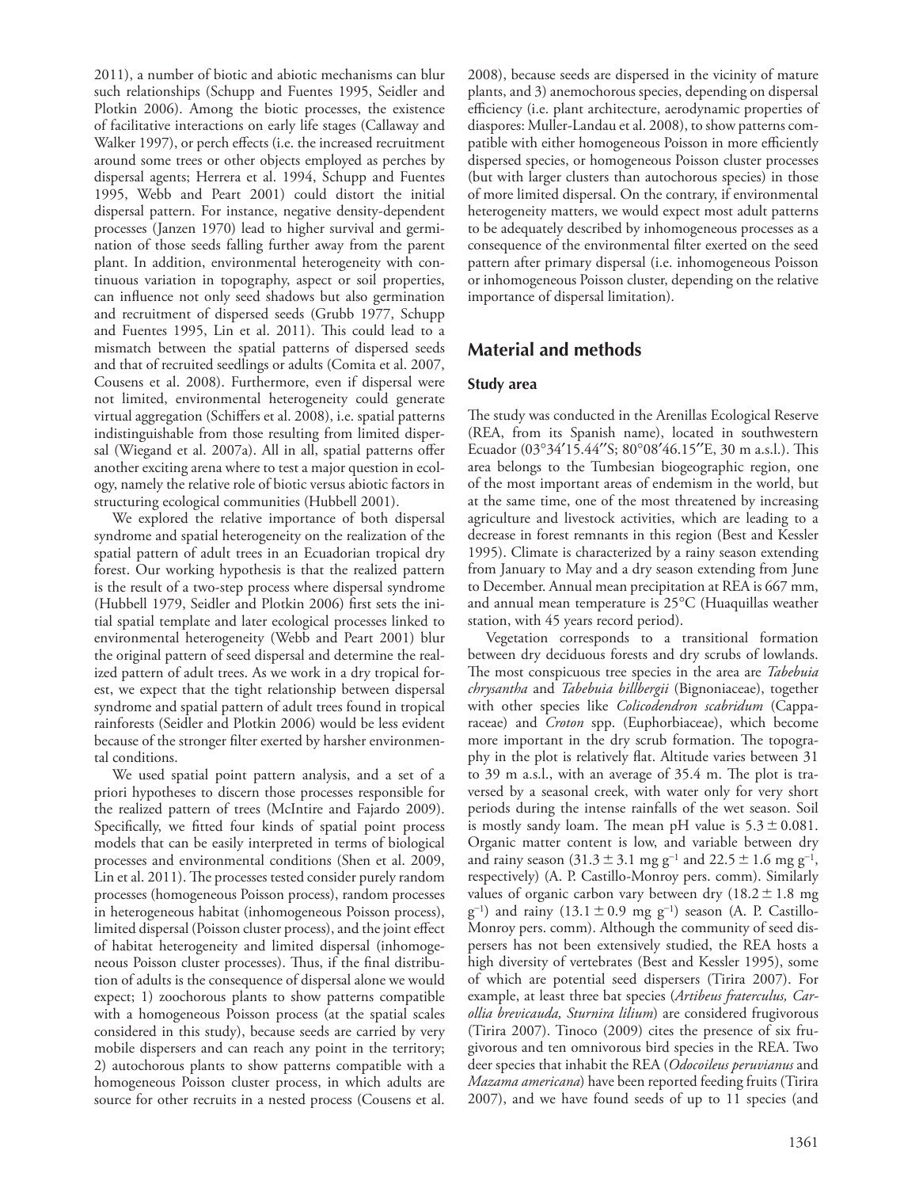2011), a number of biotic and abiotic mechanisms can blur such relationships (Schupp and Fuentes 1995, Seidler and Plotkin 2006). Among the biotic processes, the existence of facilitative interactions on early life stages (Callaway and Walker 1997), or perch effects (i.e. the increased recruitment around some trees or other objects employed as perches by dispersal agents; Herrera et al. 1994, Schupp and Fuentes 1995, Webb and Peart 2001) could distort the initial dispersal pattern. For instance, negative density-dependent processes (Janzen 1970) lead to higher survival and germination of those seeds falling further away from the parent plant. In addition, environmental heterogeneity with continuous variation in topography, aspect or soil properties, can influence not only seed shadows but also germination and recruitment of dispersed seeds (Grubb 1977, Schupp and Fuentes 1995, Lin et al. 2011). This could lead to a mismatch between the spatial patterns of dispersed seeds and that of recruited seedlings or adults (Comita et al. 2007, Cousens et al. 2008). Furthermore, even if dispersal were not limited, environmental heterogeneity could generate virtual aggregation (Schiffers et al. 2008), i.e. spatial patterns indistinguishable from those resulting from limited dispersal (Wiegand et al. 2007a). All in all, spatial patterns offer another exciting arena where to test a major question in ecology, namely the relative role of biotic versus abiotic factors in structuring ecological communities (Hubbell 2001).

We explored the relative importance of both dispersal syndrome and spatial heterogeneity on the realization of the spatial pattern of adult trees in an Ecuadorian tropical dry forest. Our working hypothesis is that the realized pattern is the result of a two-step process where dispersal syndrome (Hubbell 1979, Seidler and Plotkin 2006) first sets the initial spatial template and later ecological processes linked to environmental heterogeneity (Webb and Peart 2001) blur the original pattern of seed dispersal and determine the realized pattern of adult trees. As we work in a dry tropical forest, we expect that the tight relationship between dispersal syndrome and spatial pattern of adult trees found in tropical rainforests (Seidler and Plotkin 2006) would be less evident because of the stronger filter exerted by harsher environmental conditions.

We used spatial point pattern analysis, and a set of a priori hypotheses to discern those processes responsible for the realized pattern of trees (McIntire and Fajardo 2009). Specifically, we fitted four kinds of spatial point process models that can be easily interpreted in terms of biological processes and environmental conditions (Shen et al. 2009, Lin et al. 2011). The processes tested consider purely random processes (homogeneous Poisson process), random processes in heterogeneous habitat (inhomogeneous Poisson process), limited dispersal (Poisson cluster process), and the joint effect of habitat heterogeneity and limited dispersal (inhomogeneous Poisson cluster processes). Thus, if the final distribution of adults is the consequence of dispersal alone we would expect; 1) zoochorous plants to show patterns compatible with a homogeneous Poisson process (at the spatial scales considered in this study), because seeds are carried by very mobile dispersers and can reach any point in the territory; 2) autochorous plants to show patterns compatible with a homogeneous Poisson cluster process, in which adults are source for other recruits in a nested process (Cousens et al. 2008), because seeds are dispersed in the vicinity of mature plants, and 3) anemochorous species, depending on dispersal efficiency (i.e. plant architecture, aerodynamic properties of diaspores: Muller-Landau et al. 2008), to show patterns compatible with either homogeneous Poisson in more efficiently dispersed species, or homogeneous Poisson cluster processes (but with larger clusters than autochorous species) in those of more limited dispersal. On the contrary, if environmental heterogeneity matters, we would expect most adult patterns to be adequately described by inhomogeneous processes as a consequence of the environmental filter exerted on the seed pattern after primary dispersal (i.e. inhomogeneous Poisson or inhomogeneous Poisson cluster, depending on the relative importance of dispersal limitation).

## Material and methods

### Study area

The study was conducted in the Arenillas Ecological Reserve (REA, from its Spanish name), located in southwestern Ecuador (03°34′15.44″S; 80°08′46.15″E, 30 m a.s.l.). This area belongs to the Tumbesian biogeographic region, one of the most important areas of endemism in the world, but at the same time, one of the most threatened by increasing agriculture and livestock activities, which are leading to a decrease in forest remnants in this region (Best and Kessler 1995). Climate is characterized by a rainy season extending from January to May and a dry season extending from June to December. Annual mean precipitation at REA is 667 mm, and annual mean temperature is 25°C (Huaquillas weather station, with 45 years record period).

Vegetation corresponds to a transitional formation between dry deciduous forests and dry scrubs of lowlands. The most conspicuous tree species in the area are *Tabebuia chrysantha* and *Tabebuia billbergii* (Bignoniaceae), together with other species like *Colicodendron scabridum* (Capparaceae) and *Croton* spp. (Euphorbiaceae), which become more important in the dry scrub formation. The topography in the plot is relatively flat. Altitude varies between 31 to 39 m a.s.l., with an average of 35.4 m. The plot is traversed by a seasonal creek, with water only for very short periods during the intense rainfalls of the wet season. Soil is mostly sandy loam. The mean pH value is $5.3 \pm 0.081$. Organic matter content is low, and variable between dry and rainy season ($31.3 \pm 3.1$ mg g$^{-1}$ and $22.5 \pm 1.6$ mg g$^{-1}$, respectively) (A. P. Castillo-Monroy pers. comm). Similarly values of organic carbon vary between dry ($18.2 \pm 1.8$ mg g$^{-1}$) and rainy ($13.1 \pm 0.9$ mg g$^{-1}$) season (A. P. Castillo-Monroy pers. comm). Although the community of seed dispersers has not been extensively studied, the REA hosts a high diversity of vertebrates (Best and Kessler 1995), some of which are potential seed dispersers (Tirira 2007). For example, at least three bat species (*Artibeus fraterculus, Carollia brevicauda, Sturnira lilium*) are considered frugivorous (Tirira 2007). Tinoco (2009) cites the presence of six frugivorous and ten omnivorous bird species in the REA. Two deer species that inhabit the REA (*Odocoileus peruvianus* and *Mazama americana*) have been reported feeding fruits (Tirira 2007), and we have found seeds of up to 11 species (and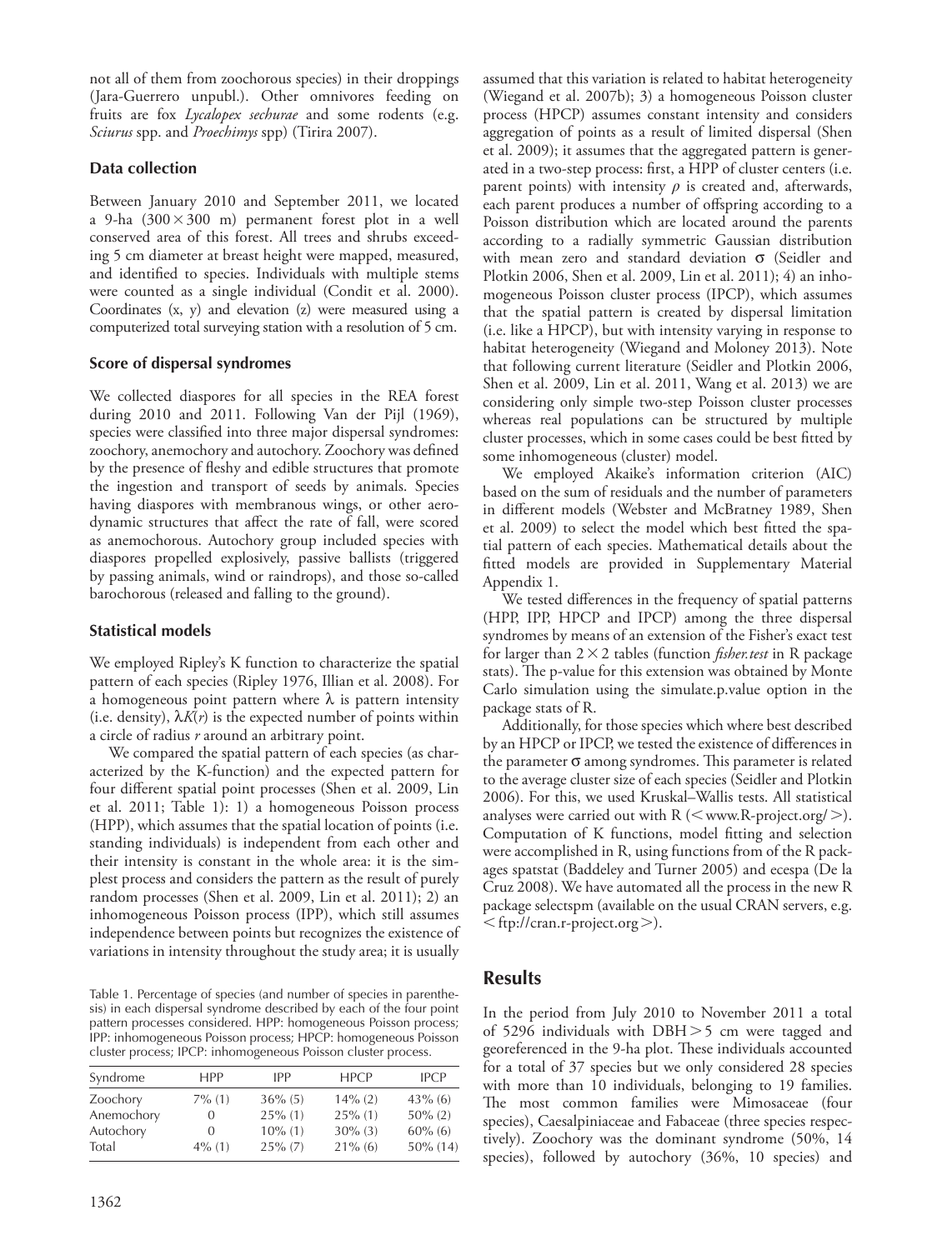not all of them from zoochorous species) in their droppings (Jara-Guerrero unpubl.). Other omnivores feeding on fruits are fox *Lycalopex sechurae* and some rodents (e.g. *Sciurus* spp. and *Proechimys* spp) (Tirira 2007).

### Data collection

Between January 2010 and September 2011, we located a 9-ha ($300 \times 300$ m) permanent forest plot in a well conserved area of this forest. All trees and shrubs exceeding 5 cm diameter at breast height were mapped, measured, and identified to species. Individuals with multiple stems were counted as a single individual (Condit et al. 2000). Coordinates (x, y) and elevation (z) were measured using a computerized total surveying station with a resolution of 5 cm.

### Score of dispersal syndromes

We collected diaspores for all species in the REA forest during 2010 and 2011. Following Van der Pijl (1969), species were classified into three major dispersal syndromes: zoochory, anemochory and autochory. Zoochory was defined by the presence of fleshy and edible structures that promote the ingestion and transport of seeds by animals. Species having diaspores with membranous wings, or other aerodynamic structures that affect the rate of fall, were scored as anemochorous. Autochory group included species with diaspores propelled explosively, passive ballists (triggered by passing animals, wind or raindrops), and those so-called barochorous (released and falling to the ground).

### Statistical models

We employed Ripley's K function to characterize the spatial pattern of each species (Ripley 1976, Illian et al. 2008). For a homogeneous point pattern where $\lambda$ is pattern intensity (i.e. density), $\lambda K(r)$ is the expected number of points within a circle of radius $r$ around an arbitrary point.

We compared the spatial pattern of each species (as characterized by the K-function) and the expected pattern for four different spatial point processes (Shen et al. 2009, Lin et al. 2011; Table 1): 1) a homogeneous Poisson process (HPP), which assumes that the spatial location of points (i.e. standing individuals) is independent from each other and their intensity is constant in the whole area: it is the simplest process and considers the pattern as the result of purely random processes (Shen et al. 2009, Lin et al. 2011); 2) an inhomogeneous Poisson process (IPP), which still assumes independence between points but recognizes the existence of variations in intensity throughout the study area; it is usually assumed that this variation is related to habitat heterogeneity (Wiegand et al. 2007b); 3) a homogeneous Poisson cluster process (HPCP) assumes constant intensity and considers aggregation of points as a result of limited dispersal (Shen et al. 2009); it assumes that the aggregated pattern is generated in a two-step process: first, a HPP of cluster centers (i.e. parent points) with intensity $\rho$ is created and, afterwards, each parent produces a number of offspring according to a Poisson distribution which are located around the parents according to a radially symmetric Gaussian distribution with mean zero and standard deviation $\sigma$ (Seidler and Plotkin 2006, Shen et al. 2009, Lin et al. 2011); 4) an inhomogeneous Poisson cluster process (IPCP), which assumes that the spatial pattern is created by dispersal limitation (i.e. like a HPCP), but with intensity varying in response to habitat heterogeneity (Wiegand and Moloney 2013). Note that following current literature (Seidler and Plotkin 2006, Shen et al. 2009, Lin et al. 2011, Wang et al. 2013) we are considering only simple two-step Poisson cluster processes whereas real populations can be structured by multiple cluster processes, which in some cases could be best fitted by some inhomogeneous (cluster) model.

We employed Akaike's information criterion (AIC) based on the sum of residuals and the number of parameters in different models (Webster and McBratney 1989, Shen et al. 2009) to select the model which best fitted the spatial pattern of each species. Mathematical details about the fitted models are provided in Supplementary Material Appendix 1.

We tested differences in the frequency of spatial patterns (HPP, IPP, HPCP and IPCP) among the three dispersal syndromes by means of an extension of the Fisher's exact test for larger than $2 \times 2$ tables (function *fisher.test* in R package stats). The p-value for this extension was obtained by Monte Carlo simulation using the simulate.p.value option in the package stats of R.

Additionally, for those species which where best described by an HPCP or IPCP, we tested the existence of differences in the parameter $\sigma$ among syndromes. This parameter is related to the average cluster size of each species (Seidler and Plotkin 2006). For this, we used Kruskal–Wallis tests. All statistical analyses were carried out with R (<www.R-project.org/>). Computation of K functions, model fitting and selection were accomplished in R, using functions from of the R packages spatstat (Baddeley and Turner 2005) and ecespa (De la Cruz 2008). We have automated all the process in the new R package selectspm (available on the usual CRAN servers, e.g. <ftp://cran.r-project.org>).

Table 1. Percentage of species (and number of species in parenthesis) in each dispersal syndrome described by each of the four point pattern processes considered. HPP: homogeneous Poisson process; IPP: inhomogeneous Poisson process; HPCP: homogeneous Poisson cluster process; IPCP: inhomogeneous Poisson cluster process.

| Syndrome | HPP | IPP | HPCP | IPCP |
|---|---|---|---|---|
| Zoochory | 7% (1) | 36% (5) | 14% (2) | 43% (6) |
| Anemochory | 0 | 25% (1) | 25% (1) | 50% (2) |
| Autochory | 0 | 10% (1) | 30% (3) | 60% (6) |
| Total | 4% (1) | 25% (7) | 21% (6) | 50% (14) |

## Results

In the period from July 2010 to November 2011 a total of 5296 individuals with DBH > 5 cm were tagged and georeferenced in the 9-ha plot. These individuals accounted for a total of 37 species but we only considered 28 species with more than 10 individuals, belonging to 19 families. The most common families were Mimosaceae (four species), Caesalpiniaceae and Fabaceae (three species respectively). Zoochory was the dominant syndrome (50%, 14 species), followed by autochory (36%, 10 species) and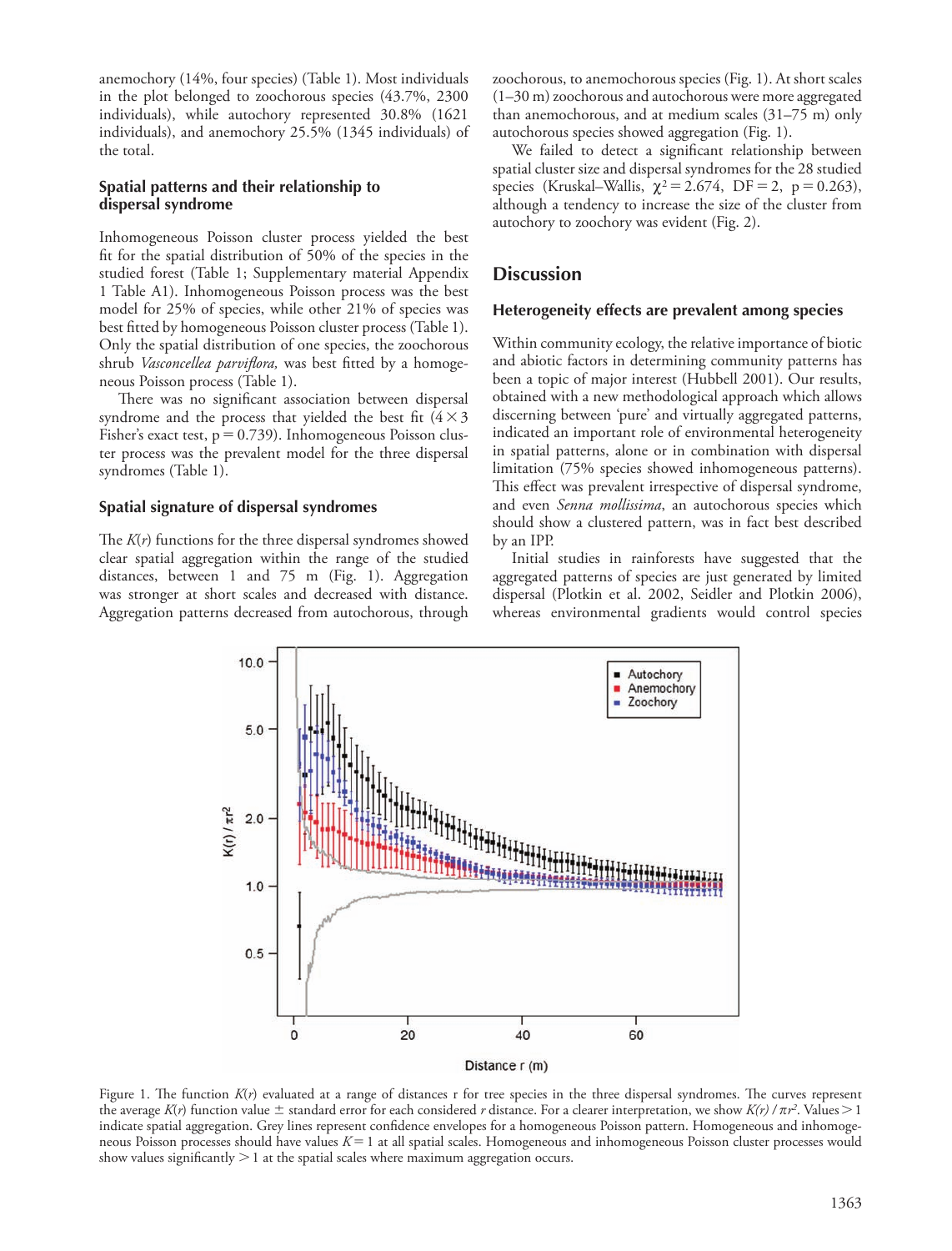anemochory (14%, four species) (Table 1). Most individuals in the plot belonged to zoochorous species (43.7%, 2300 individuals), while autochory represented 30.8% (1621 individuals), and anemochory 25.5% (1345 individuals) of the total.

### Spatial patterns and their relationship to dispersal syndrome

Inhomogeneous Poisson cluster process yielded the best fit for the spatial distribution of 50% of the species in the studied forest (Table 1; Supplementary material Appendix 1 Table A1). Inhomogeneous Poisson process was the best model for 25% of species, while other 21% of species was best fitted by homogeneous Poisson cluster process (Table 1). Only the spatial distribution of one species, the zoochorous shrub *Vasconcellea parviflora,* was best fitted by a homogeneous Poisson process (Table 1).

There was no significant association between dispersal syndrome and the process that yielded the best fit ($4 \times 3$ Fisher's exact test, $p = 0.739$). Inhomogeneous Poisson cluster process was the prevalent model for the three dispersal syndromes (Table 1).

### Spatial signature of dispersal syndromes

The $K(r)$ functions for the three dispersal syndromes showed clear spatial aggregation within the range of the studied distances, between 1 and 75 m (Fig. 1). Aggregation was stronger at short scales and decreased with distance. Aggregation patterns decreased from autochorous, through zoochorous, to anemochorous species (Fig. 1). At short scales (1–30 m) zoochorous and autochorous were more aggregated than anemochorous, and at medium scales (31–75 m) only autochorous species showed aggregation (Fig. 1).

We failed to detect a significant relationship between spatial cluster size and dispersal syndromes for the 28 studied species (Kruskal–Wallis, $\chi^2 = 2.674$, $DF = 2$, $p = 0.263$), although a tendency to increase the size of the cluster from autochory to zoochory was evident (Fig. 2).

## Discussion

### Heterogeneity effects are prevalent among species

Within community ecology, the relative importance of biotic and abiotic factors in determining community patterns has been a topic of major interest (Hubbell 2001). Our results, obtained with a new methodological approach which allows discerning between 'pure' and virtually aggregated patterns, indicated an important role of environmental heterogeneity in spatial patterns, alone or in combination with dispersal limitation (75% species showed inhomogeneous patterns). This effect was prevalent irrespective of dispersal syndrome, and even *Senna mollissima*, an autochorous species which should show a clustered pattern, was in fact best described by an IPP.

Initial studies in rainforests have suggested that the aggregated patterns of species are just generated by limited dispersal (Plotkin et al. 2002, Seidler and Plotkin 2006), whereas environmental gradients would control species

Figure 1. The function $K(r)$ evaluated at a range of distances r for tree species in the three dispersal syndromes. The curves represent the average $K(r)$ function value ± standard error for each considered $r$ distance. For a clearer interpretation, we show $K(r) / \pi r^2$. Values $> 1$ indicate spatial aggregation. Grey lines represent confidence envelopes for a homogeneous Poisson pattern. Homogeneous and inhomogeneous Poisson processes should have values $K = 1$ at all spatial scales. Homogeneous and inhomogeneous Poisson cluster processes would show values significantly $> 1$ at the spatial scales where maximum aggregation occurs.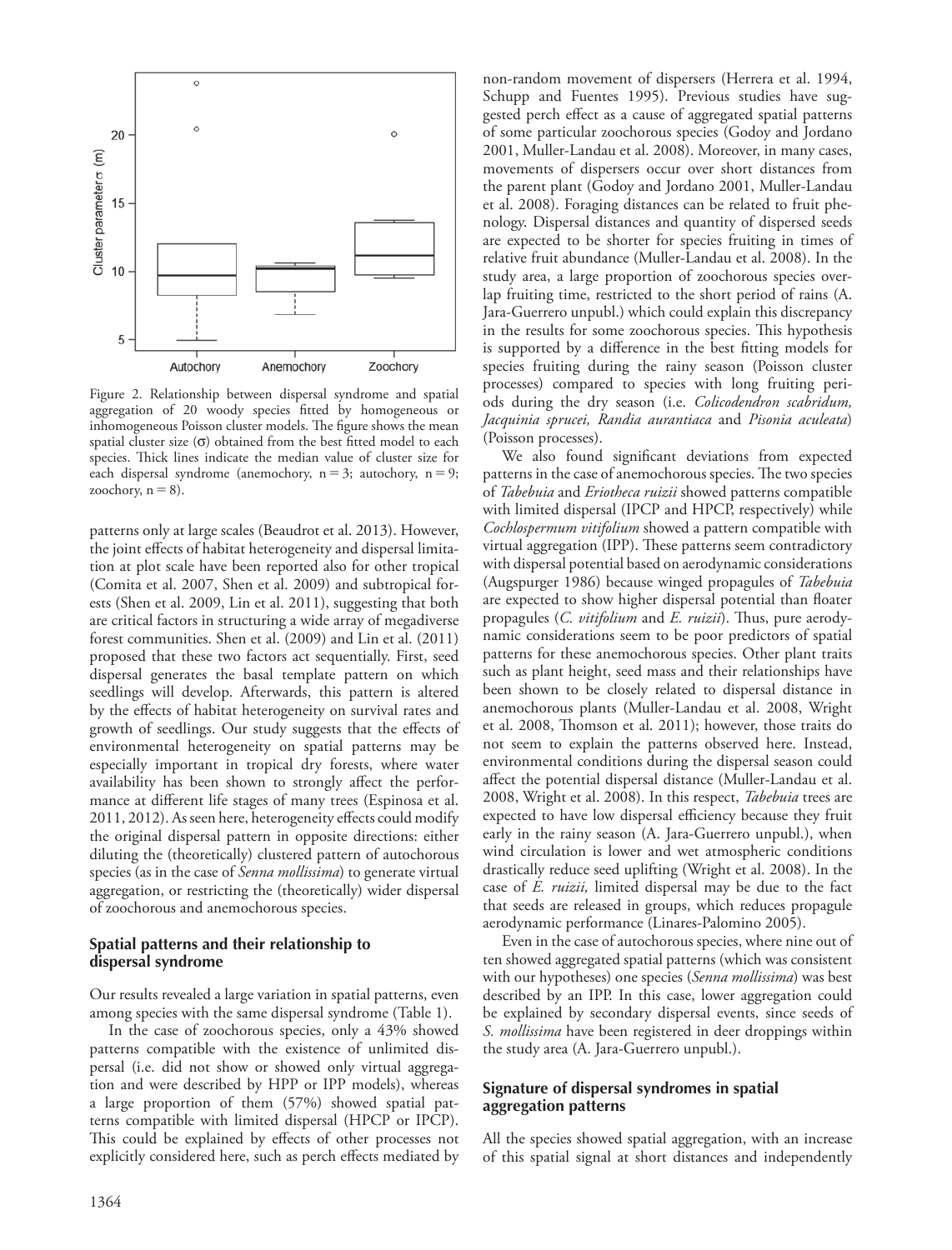Figure 2. Relationship between dispersal syndrome and spatial aggregation of 20 woody species fitted by homogeneous or inhomogeneous Poisson cluster models. The figure shows the mean spatial cluster size (σ) obtained from the best fitted model to each species. Thick lines indicate the median value of cluster size for each dispersal syndrome (anemochory, n = 3; autochory, n = 9; zoochory, n = 8).

patterns only at large scales (Beaudrot et al. 2013). However, the joint effects of habitat heterogeneity and dispersal limitation at plot scale have been reported also for other tropical (Comita et al. 2007, Shen et al. 2009) and subtropical forests (Shen et al. 2009, Lin et al. 2011), suggesting that both are critical factors in structuring a wide array of megadiverse forest communities. Shen et al. (2009) and Lin et al. (2011) proposed that these two factors act sequentially. First, seed dispersal generates the basal template pattern on which seedlings will develop. Afterwards, this pattern is altered by the effects of habitat heterogeneity on survival rates and growth of seedlings. Our study suggests that the effects of environmental heterogeneity on spatial patterns may be especially important in tropical dry forests, where water availability has been shown to strongly affect the performance at different life stages of many trees (Espinosa et al. 2011, 2012). As seen here, heterogeneity effects could modify the original dispersal pattern in opposite directions: either diluting the (theoretically) clustered pattern of autochorous species (as in the case of *Senna mollissima*) to generate virtual aggregation, or restricting the (theoretically) wider dispersal of zoochorous and anemochorous species.

## Spatial patterns and their relationship to dispersal syndrome

Our results revealed a large variation in spatial patterns, even among species with the same dispersal syndrome (Table 1).

In the case of zoochorous species, only a 43% showed patterns compatible with the existence of unlimited dispersal (i.e. did not show or showed only virtual aggregation and were described by HPP or IPP models), whereas a large proportion of them (57%) showed spatial patterns compatible with limited dispersal (HPCP or IPCP). This could be explained by effects of other processes not explicitly considered here, such as perch effects mediated by non-random movement of dispersers (Herrera et al. 1994, Schupp and Fuentes 1995). Previous studies have suggested perch effect as a cause of aggregated spatial patterns of some particular zoochorous species (Godoy and Jordano 2001, Muller-Landau et al. 2008). Moreover, in many cases, movements of dispersers occur over short distances from the parent plant (Godoy and Jordano 2001, Muller-Landau et al. 2008). Foraging distances can be related to fruit phenology. Dispersal distances and quantity of dispersed seeds are expected to be shorter for species fruiting in times of relative fruit abundance (Muller-Landau et al. 2008). In the study area, a large proportion of zoochorous species overlap fruiting time, restricted to the short period of rains (A. Jara-Guerrero unpubl.) which could explain this discrepancy in the results for some zoochorous species. This hypothesis is supported by a difference in the best fitting models for species fruiting during the rainy season (Poisson cluster processes) compared to species with long fruiting periods during the dry season (i.e. *Colicodendron scabridum, Jacquinia sprucei, Randia aurantiaca* and *Pisonia aculeata*) (Poisson processes).

We also found significant deviations from expected patterns in the case of anemochorous species. The two species of *Tabebuia* and *Eriotheca ruizii* showed patterns compatible with limited dispersal (IPCP and HPCP, respectively) while *Cochlospermum vitifolium* showed a pattern compatible with virtual aggregation (IPP). These patterns seem contradictory with dispersal potential based on aerodynamic considerations (Augspurger 1986) because winged propagules of *Tabebuia* are expected to show higher dispersal potential than floater propagules (*C. vitifolium* and *E. ruizii*). Thus, pure aerodynamic considerations seem to be poor predictors of spatial patterns for these anemochorous species. Other plant traits such as plant height, seed mass and their relationships have been shown to be closely related to dispersal distance in anemochorous plants (Muller-Landau et al. 2008, Wright et al. 2008, Thomson et al. 2011); however, those traits do not seem to explain the patterns observed here. Instead, environmental conditions during the dispersal season could affect the potential dispersal distance (Muller-Landau et al. 2008, Wright et al. 2008). In this respect, *Tabebuia* trees are expected to have low dispersal efficiency because they fruit early in the rainy season (A. Jara-Guerrero unpubl.), when wind circulation is lower and wet atmospheric conditions drastically reduce seed uplifting (Wright et al. 2008). In the case of *E. ruizii,* limited dispersal may be due to the fact that seeds are released in groups, which reduces propagule aerodynamic performance (Linares-Palomino 2005).

Even in the case of autochorous species, where nine out of ten showed aggregated spatial patterns (which was consistent with our hypotheses) one species (*Senna mollissima*) was best described by an IPP. In this case, lower aggregation could be explained by secondary dispersal events, since seeds of *S. mollissima* have been registered in deer droppings within the study area (A. Jara-Guerrero unpubl.).

## Signature of dispersal syndromes in spatial aggregation patterns

All the species showed spatial aggregation, with an increase of this spatial signal at short distances and independently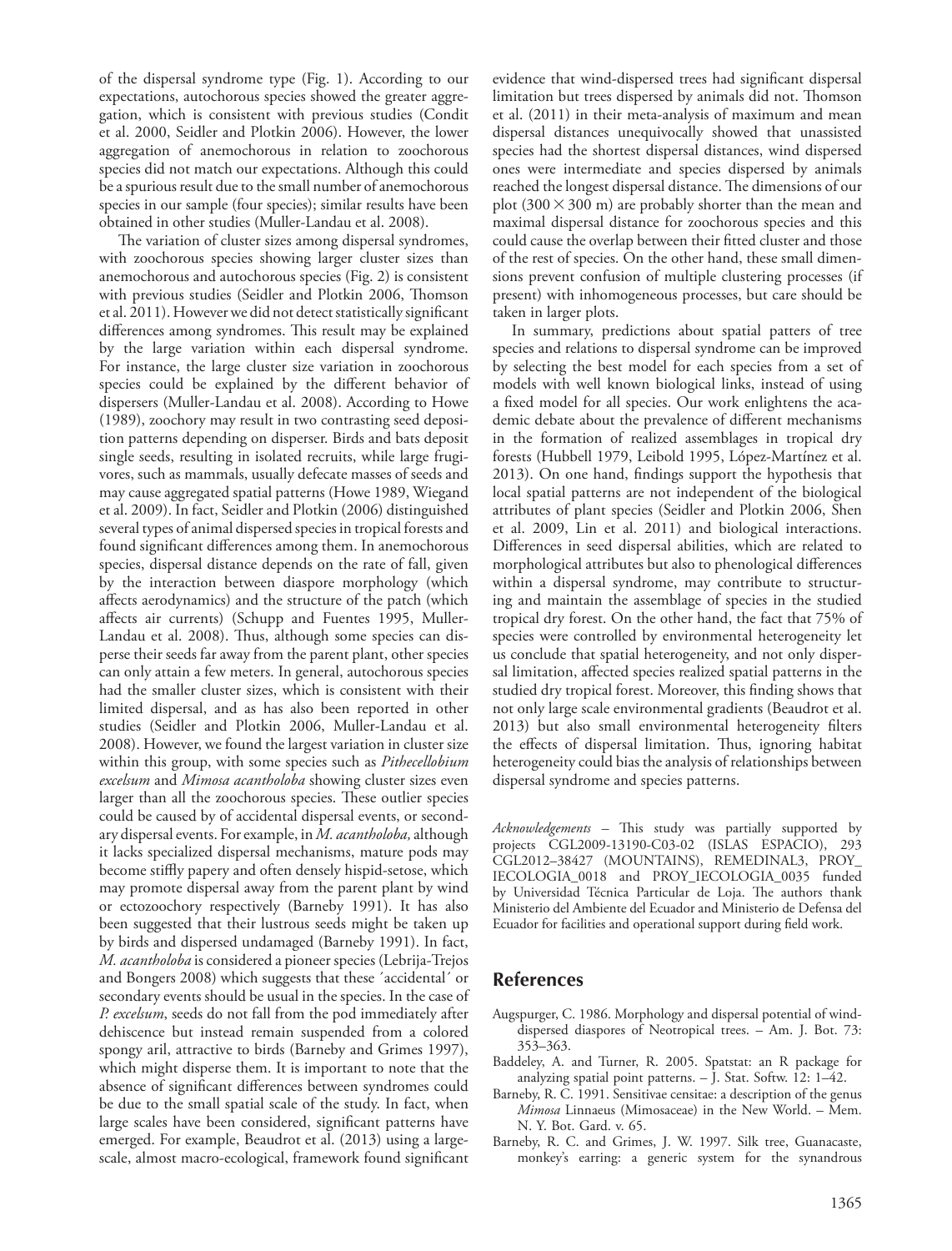of the dispersal syndrome type (Fig. 1). According to our expectations, autochorous species showed the greater aggregation, which is consistent with previous studies (Condit et al. 2000, Seidler and Plotkin 2006). However, the lower aggregation of anemochorous in relation to zoochorous species did not match our expectations. Although this could be a spurious result due to the small number of anemochorous species in our sample (four species); similar results have been obtained in other studies (Muller-Landau et al. 2008).

The variation of cluster sizes among dispersal syndromes, with zoochorous species showing larger cluster sizes than anemochorous and autochorous species (Fig. 2) is consistent with previous studies (Seidler and Plotkin 2006, Thomson et al. 2011). However we did not detect statistically significant differences among syndromes. This result may be explained by the large variation within each dispersal syndrome. For instance, the large cluster size variation in zoochorous species could be explained by the different behavior of dispersers (Muller-Landau et al. 2008). According to Howe (1989), zoochory may result in two contrasting seed deposition patterns depending on disperser. Birds and bats deposit single seeds, resulting in isolated recruits, while large frugivores, such as mammals, usually defecate masses of seeds and may cause aggregated spatial patterns (Howe 1989, Wiegand et al. 2009). In fact, Seidler and Plotkin (2006) distinguished several types of animal dispersed species in tropical forests and found significant differences among them. In anemochorous species, dispersal distance depends on the rate of fall, given by the interaction between diaspore morphology (which affects aerodynamics) and the structure of the patch (which affects air currents) (Schupp and Fuentes 1995, Muller-Landau et al. 2008). Thus, although some species can disperse their seeds far away from the parent plant, other species can only attain a few meters. In general, autochorous species had the smaller cluster sizes, which is consistent with their limited dispersal, and as has also been reported in other studies (Seidler and Plotkin 2006, Muller-Landau et al. 2008). However, we found the largest variation in cluster size within this group, with some species such as *Pithecellobium excelsum* and *Mimosa acantholoba* showing cluster sizes even larger than all the zoochorous species. These outlier species could be caused by of accidental dispersal events, or secondary dispersal events. For example, in *M. acantholoba,* although it lacks specialized dispersal mechanisms, mature pods may become stiffly papery and often densely hispid-setose, which may promote dispersal away from the parent plant by wind or ectozoochory respectively (Barneby 1991). It has also been suggested that their lustrous seeds might be taken up by birds and dispersed undamaged (Barneby 1991). In fact, *M. acantholoba* is considered a pioneer species (Lebrija-Trejos and Bongers 2008) which suggests that these ´accidental´ or secondary events should be usual in the species. In the case of *P. excelsum*, seeds do not fall from the pod immediately after dehiscence but instead remain suspended from a colored spongy aril, attractive to birds (Barneby and Grimes 1997), which might disperse them. It is important to note that the absence of significant differences between syndromes could be due to the small spatial scale of the study. In fact, when large scales have been considered, significant patterns have emerged. For example, Beaudrot et al. (2013) using a large-scale, almost macro-ecological, framework found significant evidence that wind-dispersed trees had significant dispersal limitation but trees dispersed by animals did not. Thomson et al. (2011) in their meta-analysis of maximum and mean dispersal distances unequivocally showed that unassisted species had the shortest dispersal distances, wind dispersed ones were intermediate and species dispersed by animals reached the longest dispersal distance. The dimensions of our plot ($300 \times 300$ m) are probably shorter than the mean and maximal dispersal distance for zoochorous species and this could cause the overlap between their fitted cluster and those of the rest of species. On the other hand, these small dimensions prevent confusion of multiple clustering processes (if present) with inhomogeneous processes, but care should be taken in larger plots.

In summary, predictions about spatial patters of tree species and relations to dispersal syndrome can be improved by selecting the best model for each species from a set of models with well known biological links, instead of using a fixed model for all species. Our work enlightens the academic debate about the prevalence of different mechanisms in the formation of realized assemblages in tropical dry forests (Hubbell 1979, Leibold 1995, López-Martínez et al. 2013). On one hand, findings support the hypothesis that local spatial patterns are not independent of the biological attributes of plant species (Seidler and Plotkin 2006, Shen et al. 2009, Lin et al. 2011) and biological interactions. Differences in seed dispersal abilities, which are related to morphological attributes but also to phenological differences within a dispersal syndrome, may contribute to structuring and maintain the assemblage of species in the studied tropical dry forest. On the other hand, the fact that 75% of species were controlled by environmental heterogeneity let us conclude that spatial heterogeneity, and not only dispersal limitation, affected species realized spatial patterns in the studied dry tropical forest. Moreover, this finding shows that not only large scale environmental gradients (Beaudrot et al. 2013) but also small environmental heterogeneity filters the effects of dispersal limitation. Thus, ignoring habitat heterogeneity could bias the analysis of relationships between dispersal syndrome and species patterns.

*Acknowledgements* – This study was partially supported by projects CGL2009-13190-C03-02 (ISLAS ESPACIO), 293 CGL2012–38427 (MOUNTAINS), REMEDINAL3, PROY_IECOLOGIA_0018 and PROY_IECOLOGIA_0035 funded by Universidad Técnica Particular de Loja. The authors thank Ministerio del Ambiente del Ecuador and Ministerio de Defensa del Ecuador for facilities and operational support during field work.

## References

Augspurger, C. 1986. Morphology and dispersal potential of wind-dispersed diaspores of Neotropical trees. – Am. J. Bot. 73: 353–363.

Baddeley, A. and Turner, R. 2005. Spatstat: an R package for analyzing spatial point patterns. – J. Stat. Softw. 12: 1–42.

Barneby, R. C. 1991. Sensitivae censitae: a description of the genus *Mimosa* Linnaeus (Mimosaceae) in the New World. – Mem. N. Y. Bot. Gard. v. 65.

Barneby, R. C. and Grimes, J. W. 1997. Silk tree, Guanacaste, monkey's earring: a generic system for the synandrous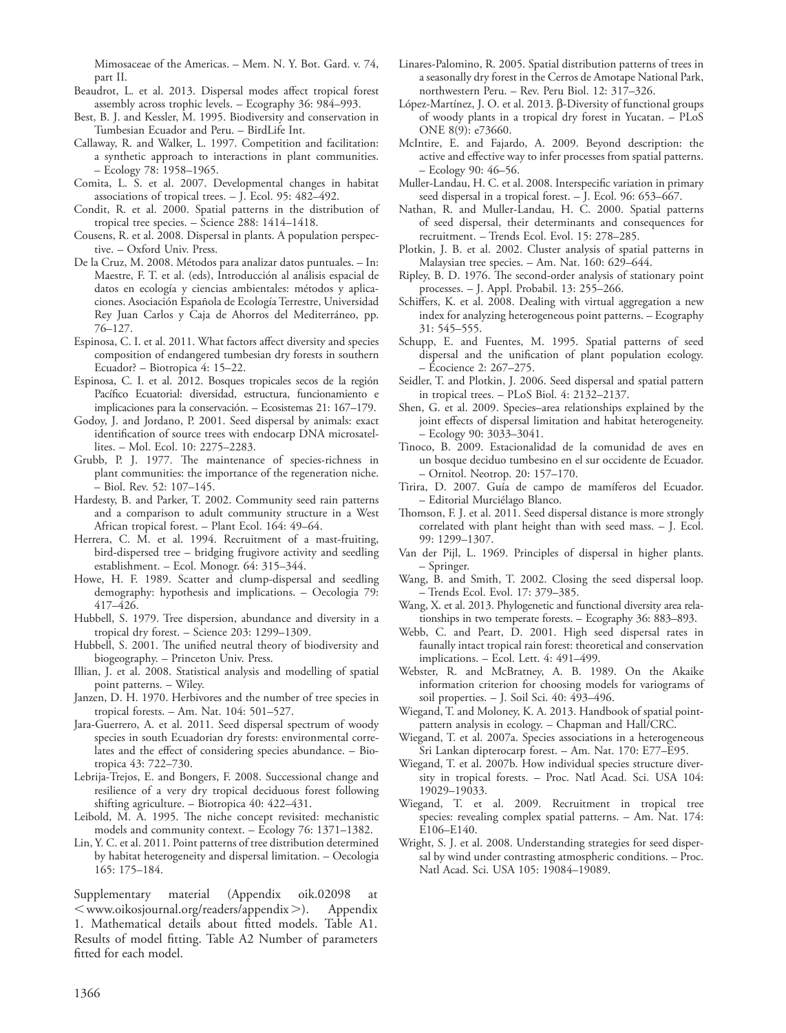Mimosaceae of the Americas. – Mem. N. Y. Bot. Gard. v. 74, part II.

Beaudrot, L. et al. 2013. Dispersal modes affect tropical forest assembly across trophic levels. – Ecography 36: 984–993.

Best, B. J. and Kessler, M. 1995. Biodiversity and conservation in Tumbesian Ecuador and Peru. – BirdLife Int.

Callaway, R. and Walker, L. 1997. Competition and facilitation: a synthetic approach to interactions in plant communities. – Ecology 78: 1958–1965.

Comita, L. S. et al. 2007. Developmental changes in habitat associations of tropical trees. – J. Ecol. 95: 482–492.

Condit, R. et al. 2000. Spatial patterns in the distribution of tropical tree species. – Science 288: 1414–1418.

Cousens, R. et al. 2008. Dispersal in plants. A population perspective. – Oxford Univ. Press.

De la Cruz, M. 2008. Métodos para analizar datos puntuales. – In: Maestre, F. T. et al. (eds), Introducción al análisis espacial de datos en ecología y ciencias ambientales: métodos y aplicaciones. Asociación Española de Ecología Terrestre, Universidad Rey Juan Carlos y Caja de Ahorros del Mediterráneo, pp. 76–127.

Espinosa, C. I. et al. 2011. What factors affect diversity and species composition of endangered tumbesian dry forests in southern Ecuador? – Biotropica 4: 15–22.

Espinosa, C. I. et al. 2012. Bosques tropicales secos de la región Pacífico Ecuatorial: diversidad, estructura, funcionamiento e implicaciones para la conservación. – Ecosistemas 21: 167–179.

Godoy, J. and Jordano, P. 2001. Seed dispersal by animals: exact identification of source trees with endocarp DNA microsatellites. – Mol. Ecol. 10: 2275–2283.

Grubb, P. J. 1977. The maintenance of species-richness in plant communities: the importance of the regeneration niche. – Biol. Rev. 52: 107–145.

Hardesty, B. and Parker, T. 2002. Community seed rain patterns and a comparison to adult community structure in a West African tropical forest. – Plant Ecol. 164: 49–64.

Herrera, C. M. et al. 1994. Recruitment of a mast-fruiting, bird-dispersed tree – bridging frugivore activity and seedling establishment. – Ecol. Monogr. 64: 315–344.

Howe, H. F. 1989. Scatter and clump-dispersal and seedling demography: hypothesis and implications. – Oecologia 79: 417–426.

Hubbell, S. 1979. Tree dispersion, abundance and diversity in a tropical dry forest. – Science 203: 1299–1309.

Hubbell, S. 2001. The unified neutral theory of biodiversity and biogeography. – Princeton Univ. Press.

Illian, J. et al. 2008. Statistical analysis and modelling of spatial point patterns. – Wiley.

Janzen, D. H. 1970. Herbivores and the number of tree species in tropical forests. – Am. Nat. 104: 501–527.

Jara-Guerrero, A. et al. 2011. Seed dispersal spectrum of woody species in south Ecuadorian dry forests: environmental correlates and the effect of considering species abundance. – Biotropica 43: 722–730.

Lebrija-Trejos, E. and Bongers, F. 2008. Successional change and resilience of a very dry tropical deciduous forest following shifting agriculture. – Biotropica 40: 422–431.

Leibold, M. A. 1995. The niche concept revisited: mechanistic models and community context. – Ecology 76: 1371–1382.

Lin, Y. C. et al. 2011. Point patterns of tree distribution determined by habitat heterogeneity and dispersal limitation. – Oecologia 165: 175–184.

Linares-Palomino, R. 2005. Spatial distribution patterns of trees in a seasonally dry forest in the Cerros de Amotape National Park, northwestern Peru. – Rev. Peru Biol. 12: 317–326.

López-Martínez, J. O. et al. 2013. β-Diversity of functional groups of woody plants in a tropical dry forest in Yucatan. – PLoS ONE 8(9): e73660.

McIntire, E. and Fajardo, A. 2009. Beyond description: the active and effective way to infer processes from spatial patterns. – Ecology 90: 46–56.

Muller-Landau, H. C. et al. 2008. Interspecific variation in primary seed dispersal in a tropical forest. – J. Ecol. 96: 653–667.

Nathan, R. and Muller-Landau, H. C. 2000. Spatial patterns of seed dispersal, their determinants and consequences for recruitment. – Trends Ecol. Evol. 15: 278–285.

Plotkin, J. B. et al. 2002. Cluster analysis of spatial patterns in Malaysian tree species. – Am. Nat. 160: 629–644.

Ripley, B. D. 1976. The second-order analysis of stationary point processes. – J. Appl. Probabil. 13: 255–266.

Schiffers, K. et al. 2008. Dealing with virtual aggregation a new index for analyzing heterogeneous point patterns. – Ecography 31: 545–555.

Schupp, E. and Fuentes, M. 1995. Spatial patterns of seed dispersal and the unification of plant population ecology. – Écocience 2: 267–275.

Seidler, T. and Plotkin, J. 2006. Seed dispersal and spatial pattern in tropical trees. – PLoS Biol. 4: 2132–2137.

Shen, G. et al. 2009. Species–area relationships explained by the joint effects of dispersal limitation and habitat heterogeneity. – Ecology 90: 3033–3041.

Tinoco, B. 2009. Estacionalidad de la comunidad de aves en un bosque deciduo tumbesino en el sur occidente de Ecuador. – Ornitol. Neotrop. 20: 157–170.

Tirira, D. 2007. Guía de campo de mamíferos del Ecuador. – Editorial Murciélago Blanco.

Thomson, F. J. et al. 2011. Seed dispersal distance is more strongly correlated with plant height than with seed mass. – J. Ecol. 99: 1299–1307.

Van der Pijl, L. 1969. Principles of dispersal in higher plants. – Springer.

Wang, B. and Smith, T. 2002. Closing the seed dispersal loop. – Trends Ecol. Evol. 17: 379–385.

Wang, X. et al. 2013. Phylogenetic and functional diversity area relationships in two temperate forests. – Ecography 36: 883–893.

Webb, C. and Peart, D. 2001. High seed dispersal rates in faunally intact tropical rain forest: theoretical and conservation implications. – Ecol. Lett. 4: 491–499.

Webster, R. and McBratney, A. B. 1989. On the Akaike information criterion for choosing models for variograms of soil properties. – J. Soil Sci. 40: 493–496.

Wiegand, T. and Moloney, K. A. 2013. Handbook of spatial point-pattern analysis in ecology. – Chapman and Hall/CRC.

Wiegand, T. et al. 2007a. Species associations in a heterogeneous Sri Lankan dipterocarp forest. – Am. Nat. 170: E77–E95.

Wiegand, T. et al. 2007b. How individual species structure diversity in tropical forests. – Proc. Natl Acad. Sci. USA 104: 19029–19033.

Wiegand, T. et al. 2009. Recruitment in tropical tree species: revealing complex spatial patterns. – Am. Nat. 174: E106–E140.

Wright, S. J. et al. 2008. Understanding strategies for seed dispersal by wind under contrasting atmospheric conditions. – Proc. Natl Acad. Sci. USA 105: 19084–19089.

Supplementary material (Appendix oik.02098 at <www.oikosjournal.org/readers/appendix>). Appendix 1. Mathematical details about fitted models. Table A1. Results of model fitting. Table A2 Number of parameters fitted for each model.